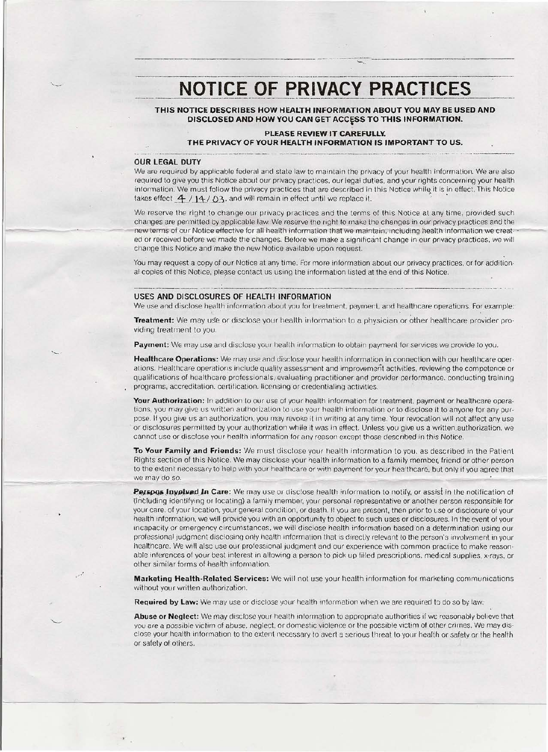# NOTICE OF PRIVACY PRACTICES

**THIS NOTICE DESCRIBES HOW HEALTH INFORMATION ABOUT YOU MAY BE USED AND DISCLOSED AND HOW YOU CAN GET ACCESS TO THIS INFORMATION.**

**PLEASE REVIEW IT CAREFULLY.**
**THE PRIVACY OF YOUR HEALTH INFORMATION IS IMPORTANT TO US.**

## OUR LEGAL DUTY

We are required by applicable federal and state law to maintain the privacy of your health information. We are also required to give you this Notice about our privacy practices, our legal duties, and your rights concerning your health information. We must follow the privacy practices that are described in this Notice while it is in effect. This Notice takes effect 4 / 14 / 03, and will remain in effect until we replace it.

We reserve the right to change our privacy practices and the terms of this Notice at any time, provided such changes are permitted by applicable law. We reserve the right to make the changes in our privacy practices and the new terms of our Notice effective for all health information that we maintain, including health information we created or received before we made the changes. Before we make a significant change in our privacy practices, we will change this Notice and make the new Notice available upon request.

You may request a copy of our Notice at any time. For more information about our privacy practices, or for additional copies of this Notice, please contact us using the information listed at the end of this Notice.

## USES AND DISCLOSURES OF HEALTH INFORMATION

We use and disclose health information about you for treatment, payment, and healthcare operations. For example:

**Treatment:** We may use or disclose your health information to a physician or other healthcare provider providing treatment to you.

**Payment:** We may use and disclose your health information to obtain payment for services we provide to you.

**Healthcare Operations:** We may use and disclose your health information in connection with our healthcare operations. Healthcare operations include quality assessment and improvement activities, reviewing the competence or qualifications of healthcare professionals, evaluating practitioner and provider performance, conducting training programs, accreditation, certification, licensing or credentialing activities.

**Your Authorization:** In addition to our use of your health information for treatment, payment or healthcare operations, you may give us written authorization to use your health information or to disclose it to anyone for any purpose. If you give us an authorization, you may revoke it in writing at any time. Your revocation will not affect any use or disclosures permitted by your authorization while it was in effect. Unless you give us a written authorization, we cannot use or disclose your health information for any reason except those described in this Notice.

**To Your Family and Friends:** We must disclose your health information to you, as described in the Patient Rights section of this Notice. We may disclose your health information to a family member, friend or other person to the extent necessary to help with your healthcare or with payment for your healthcare, but only if you agree that we may do so.

**Persons Involved In Care:** We may use or disclose health information to notify, or assist in the notification of (including identifying or locating) a family member, your personal representative or another person responsible for your care, of your location, your general condition, or death. If you are present, then prior to use or disclosure of your health information, we will provide you with an opportunity to object to such uses or disclosures. In the event of your incapacity or emergency circumstances, we will disclose health information based on a determination using our professional judgment disclosing only health information that is directly relevant to the person's involvement in your healthcare. We will also use our professional judgment and our experience with common practice to make reasonable inferences of your best interest in allowing a person to pick up filled prescriptions, medical supplies, x-rays, or other similar forms of health information.

**Marketing Health-Related Services:** We will not use your health information for marketing communications without your written authorization.

**Required by Law:** We may use or disclose your health information when we are required to do so by law.

**Abuse or Neglect:** We may disclose your health information to appropriate authorities if we reasonably believe that you are a possible victim of abuse, neglect, or domestic violence or the possible victim of other crimes. We may disclose your health information to the extent necessary to avert a serious threat to your health or safety or the health or safety of others.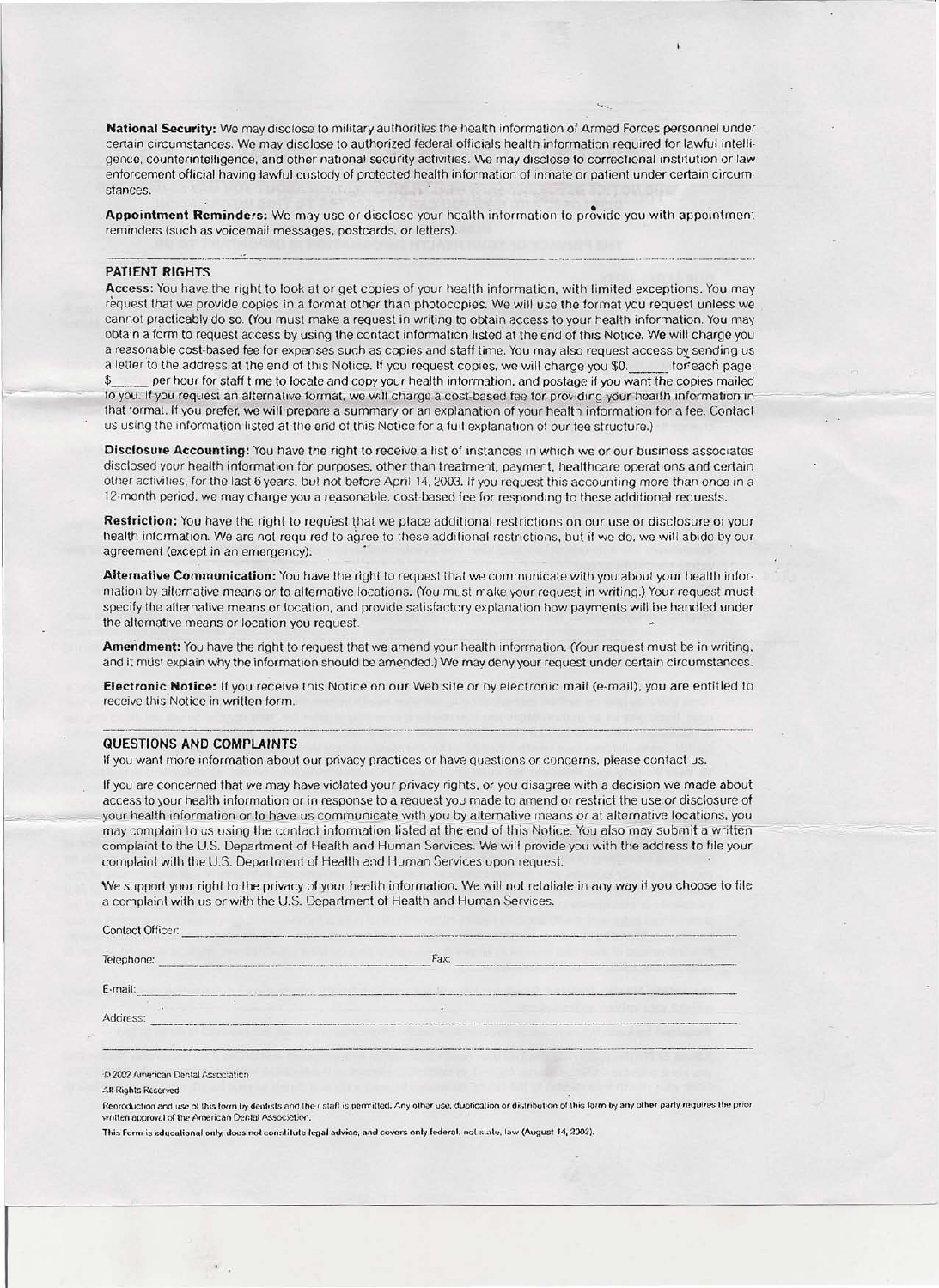**National Security:** We may disclose to military authorities the health information of Armed Forces personnel under certain circumstances. We may disclose to authorized federal officials health information required for lawful intelligence, counterintelligence, and other national security activities. We may disclose to correctional institution or law enforcement official having lawful custody of protected health information of inmate or patient under certain circumstances.

**Appointment Reminders:** We may use or disclose your health information to provide you with appointment reminders (such as voicemail messages, postcards, or letters).

## PATIENT RIGHTS

**Access:** You have the right to look at or get copies of your health information, with limited exceptions. You may request that we provide copies in a format other than photocopies. We will use the format you request unless we cannot practicably do so. (You must make a request in writing to obtain access to your health information. You may obtain a form to request access by using the contact information listed at the end of this Notice. We will charge you a reasonable cost-based fee for expenses such as copies and staff time. You may also request access by sending us a letter to the address at the end of this Notice. If you request copies, we will charge you $0.______ for each page, $______ per hour for staff time to locate and copy your health information, and postage if you want the copies mailed to you. If you request an alternative format, we will charge a cost-based fee for providing your health information in that format. If you prefer, we will prepare a summary or an explanation of your health information for a fee. Contact us using the information listed at the end of this Notice for a full explanation of our fee structure.)

**Disclosure Accounting:** You have the right to receive a list of instances in which we or our business associates disclosed your health information for purposes, other than treatment, payment, healthcare operations and certain other activities, for the last 6 years, but not before April 14, 2003. If you request this accounting more than once in a 12-month period, we may charge you a reasonable, cost-based fee for responding to these additional requests.

**Restriction:** You have the right to request that we place additional restrictions on our use or disclosure of your health information. We are not required to agree to these additional restrictions, but if we do, we will abide by our agreement (except in an emergency).

**Alternative Communication:** You have the right to request that we communicate with you about your health information by alternative means or to alternative locations. (You must make your request in writing.) Your request must specify the alternative means or location, and provide satisfactory explanation how payments will be handled under the alternative means or location you request.

**Amendment:** You have the right to request that we amend your health information. (Your request must be in writing, and it must explain why the information should be amended.) We may deny your request under certain circumstances.

**Electronic Notice:** If you receive this Notice on our Web site or by electronic mail (e-mail), you are entitled to receive this Notice in written form.

## QUESTIONS AND COMPLAINTS

If you want more information about our privacy practices or have questions or concerns, please contact us.

If you are concerned that we may have violated your privacy rights, or you disagree with a decision we made about access to your health information or in response to a request you made to amend or restrict the use or disclosure of your health information or to have us communicate with you by alternative means or at alternative locations, you may complain to us using the contact information listed at the end of this Notice. You also may submit a written complaint to the U.S. Department of Health and Human Services. We will provide you with the address to file your complaint with the U.S. Department of Health and Human Services upon request.

We support your right to the privacy of your health information. We will not retaliate in any way if you choose to file a complaint with us or with the U.S. Department of Health and Human Services.

Contact Officer: ______________________________________________

Telephone: ______________________ Fax: ______________________

E-mail: ______________________________________________

Address: ______________________________________________

______________________________________________

© 2002 American Dental Association

All Rights Reserved

Reproduction and use of this form by dentists and their staff is permitted. Any other use, duplication or distribution of this form by any other party requires the prior written approval of the American Dental Association.

This Form is educational only, does not constitute legal advice, and covers only federal, not state, law (August 14, 2002).